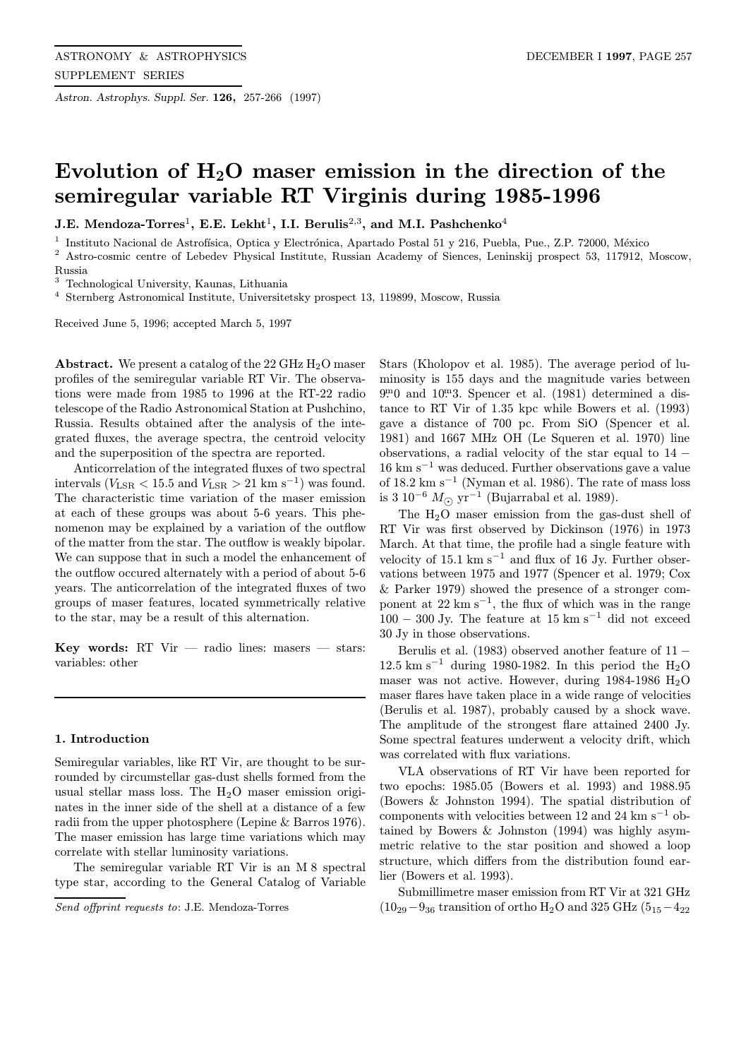# Evolution of $H_2O$ maser emission in the direction of the semiregular variable RT Virginis during 1985-1996

**J.E. Mendoza-Torres**[1], **E.E. Lekht**[1], **I.I. Berulis**[2,3], **and M.I. Pashchenko**[4]

[1] Instituto Nacional de Astrofísica, Optica y Electrónica, Apartado Postal 51 y 216, Puebla, Pue., Z.P. 72000, México
[2] Astro-cosmic centre of Lebedev Physical Institute, Russian Academy of Siences, Leninskij prospect 53, 117912, Moscow, Russia
[3] Technological University, Kaunas, Lithuania
[4] Sternberg Astronomical Institute, Universitetsky prospect 13, 119899, Moscow, Russia

Received June 5, 1996; accepted March 5, 1997

**Abstract.** We present a catalog of the 22 GHz $H_2O$ maser profiles of the semiregular variable RT Vir. The observations were made from 1985 to 1996 at the RT-22 radio telescope of the Radio Astronomical Station at Pushchino, Russia. Results obtained after the analysis of the integrated fluxes, the average spectra, the centroid velocity and the superposition of the spectra are reported.

Anticorrelation of the integrated fluxes of two spectral intervals ($V_{LSR} < 15.5$ and $V_{LSR} > 21$ km s$^{-1}$) was found. The characteristic time variation of the maser emission at each of these groups was about 5-6 years. This phenomenon may be explained by a variation of the outflow of the matter from the star. The outflow is weakly bipolar. We can suppose that in such a model the enhancement of the outflow occured alternately with a period of about 5-6 years. The anticorrelation of the integrated fluxes of two groups of maser features, located symmetrically relative to the star, may be a result of this alternation.

**Key words:** RT Vir — radio lines: masers — stars: variables: other

## 1. Introduction

Semiregular variables, like RT Vir, are thought to be surrounded by circumstellar gas-dust shells formed from the usual stellar mass loss. The $H_2O$ maser emission originates in the inner side of the shell at a distance of a few radii from the upper photosphere (Lepine & Barros 1976). The maser emission has large time variations which may correlate with stellar luminosity variations.

The semiregular variable RT Vir is an M 8 spectral type star, according to the General Catalog of Variable Stars (Kholopov et al. 1985). The average period of luminosity is 155 days and the magnitude varies between $9^{m}0$ and $10^{m}3$. Spencer et al. (1981) determined a distance to RT Vir of 1.35 kpc while Bowers et al. (1993) gave a distance of 700 pc. From SiO (Spencer et al. 1981) and 1667 MHz OH (Le Squeren et al. 1970) line observations, a radial velocity of the star equal to $14-16$ km s$^{-1}$ was deduced. Further observations gave a value of 18.2 km s$^{-1}$ (Nyman et al. 1986). The rate of mass loss is $3\ 10^{-6}\ M_{\odot}$ yr$^{-1}$ (Bujarrabal et al. 1989).

The $H_2O$ maser emission from the gas-dust shell of RT Vir was first observed by Dickinson (1976) in 1973 March. At that time, the profile had a single feature with velocity of 15.1 km s$^{-1}$ and flux of 16 Jy. Further observations between 1975 and 1977 (Spencer et al. 1979; Cox & Parker 1979) showed the presence of a stronger component at 22 km s$^{-1}$, the flux of which was in the range $100-300$ Jy. The feature at 15 km s$^{-1}$ did not exceed 30 Jy in those observations.

Berulis et al. (1983) observed another feature of $11-12.5$ km s$^{-1}$ during 1980-1982. In this period the $H_2O$ maser was not active. However, during 1984-1986 $H_2O$ maser flares have taken place in a wide range of velocities (Berulis et al. 1987), probably caused by a shock wave. The amplitude of the strongest flare attained 2400 Jy. Some spectral features underwent a velocity drift, which was correlated with flux variations.

VLA observations of RT Vir have been reported for two epochs: 1985.05 (Bowers et al. 1993) and 1988.95 (Bowers & Johnston 1994). The spatial distribution of components with velocities between 12 and 24 km s$^{-1}$ obtained by Bowers & Johnston (1994) was highly asymmetric relative to the star position and showed a loop structure, which differs from the distribution found earlier (Bowers et al. 1993).

Submillimetre maser emission from RT Vir at 321 GHz ($10_{29}-9_{36}$ transition of ortho $H_2O$ and 325 GHz ($5_{15}-4_{22}$

*Send offprint requests to*: J.E. Mendoza-Torres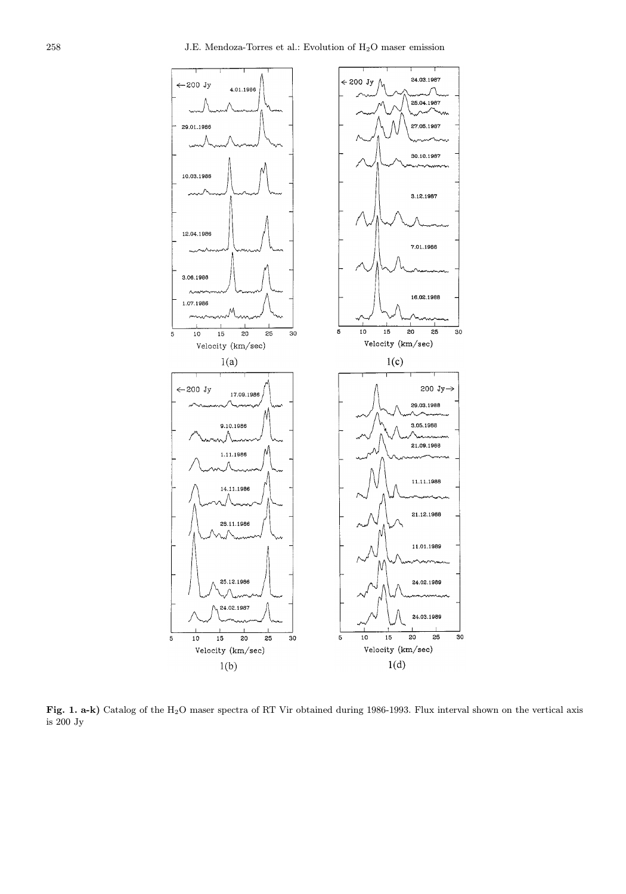**Fig. 1. a-k)** Catalog of the $H_2O$ maser spectra of RT Vir obtained during 1986-1993. Flux interval shown on the vertical axis is 200 Jy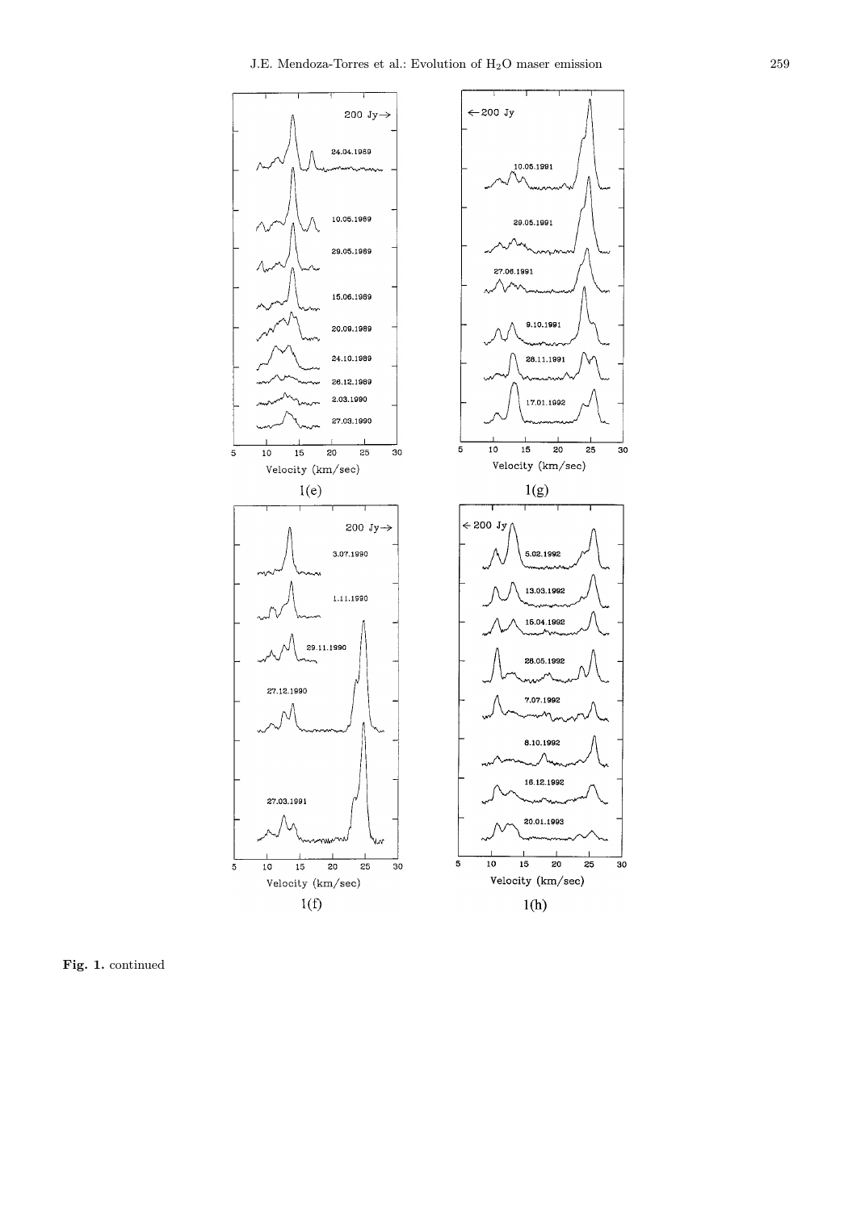Fig. 1. continued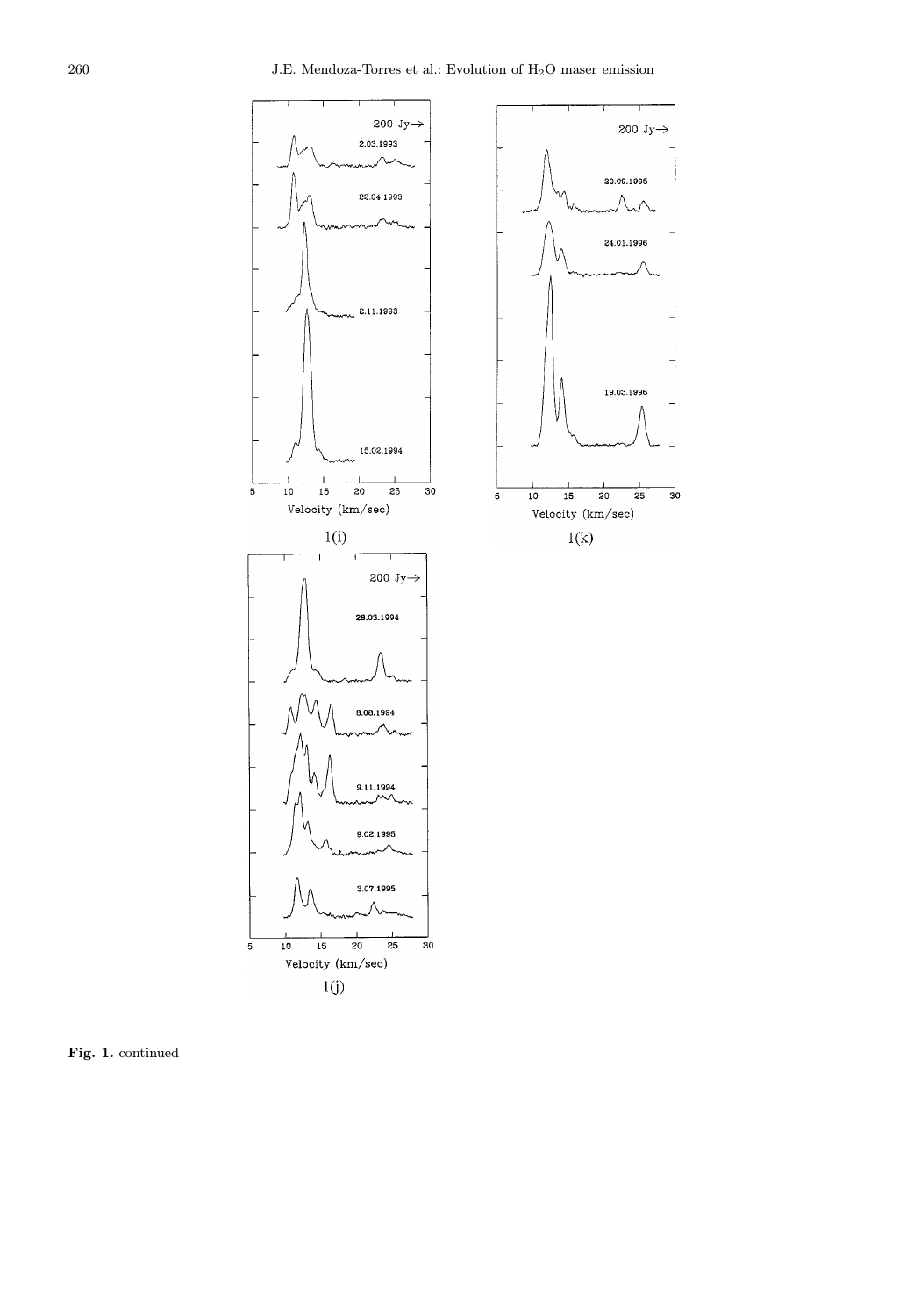**Fig. 1.** continued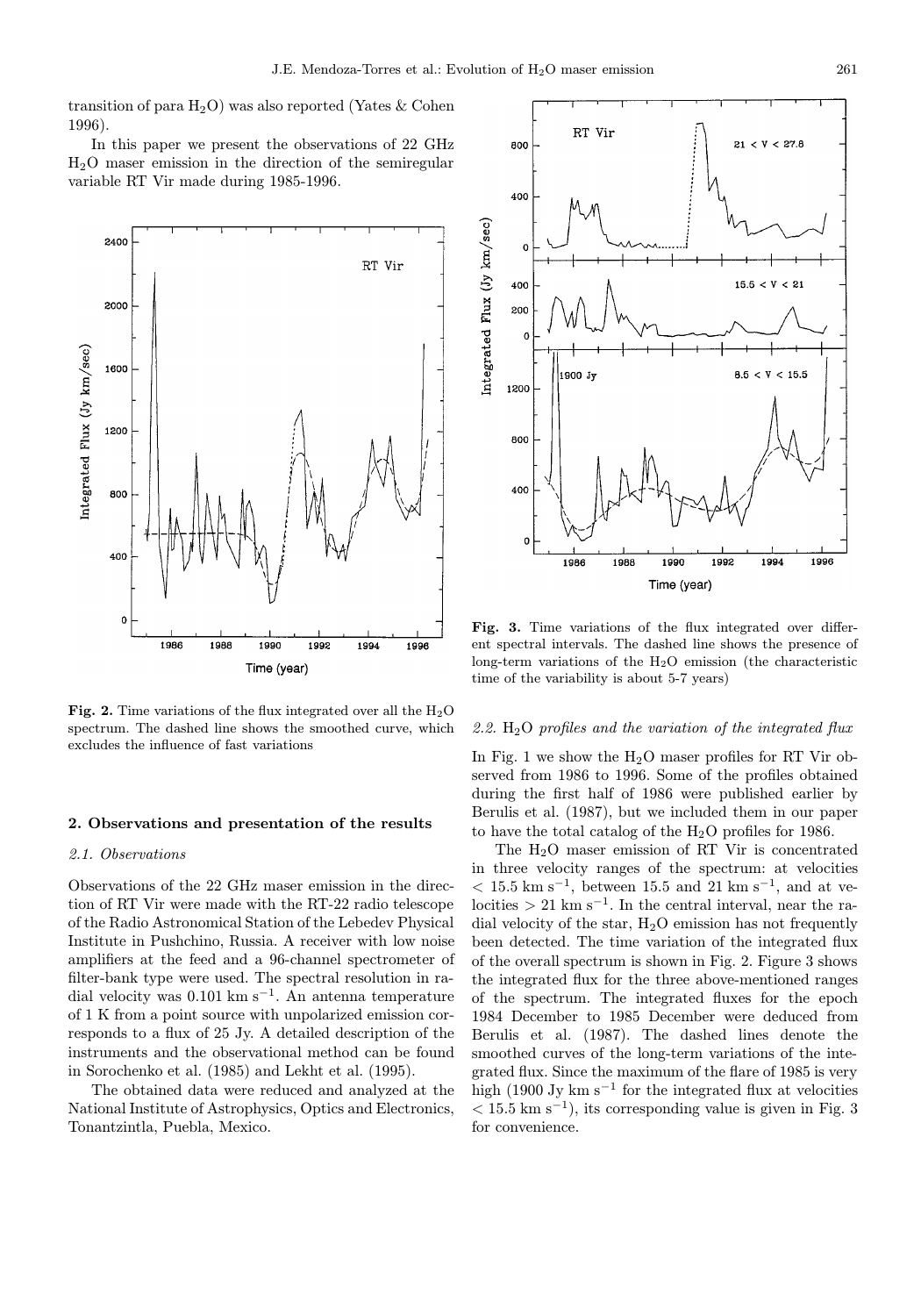transition of para $H_2O$) was also reported (Yates & Cohen 1996).

In this paper we present the observations of 22 GHz $H_2O$ maser emission in the direction of the semiregular variable RT Vir made during 1985-1996.

**Fig. 2.** Time variations of the flux integrated over all the $H_2O$ spectrum. The dashed line shows the smoothed curve, which excludes the influence of fast variations

**Fig. 3.** Time variations of the flux integrated over different spectral intervals. The dashed line shows the presence of long-term variations of the $H_2O$ emission (the characteristic time of the variability is about 5-7 years)

## 2. Observations and presentation of the results

### 2.1. Observations

Observations of the 22 GHz maser emission in the direction of RT Vir were made with the RT-22 radio telescope of the Radio Astronomical Station of the Lebedev Physical Institute in Pushchino, Russia. A receiver with low noise amplifiers at the feed and a 96-channel spectrometer of filter-bank type were used. The spectral resolution in radial velocity was 0.101 km s$^{-1}$. An antenna temperature of 1 K from a point source with unpolarized emission corresponds to a flux of 25 Jy. A detailed description of the instruments and the observational method can be found in Sorochenko et al. (1985) and Lekht et al. (1995).

The obtained data were reduced and analyzed at the National Institute of Astrophysics, Optics and Electronics, Tonantzintla, Puebla, Mexico.

### 2.2. $H_2O$ *profiles and the variation of the integrated flux*

In Fig. 1 we show the $H_2O$ maser profiles for RT Vir observed from 1986 to 1996. Some of the profiles obtained during the first half of 1986 were published earlier by Berulis et al. (1987), but we included them in our paper to have the total catalog of the $H_2O$ profiles for 1986.

The $H_2O$ maser emission of RT Vir is concentrated in three velocity ranges of the spectrum: at velocities $< 15.5$ km s$^{-1}$, between 15.5 and 21 km s$^{-1}$, and at velocities $> 21$ km s$^{-1}$. In the central interval, near the radial velocity of the star, $H_2O$ emission has not frequently been detected. The time variation of the integrated flux of the overall spectrum is shown in Fig. 2. Figure 3 shows the integrated flux for the three above-mentioned ranges of the spectrum. The integrated fluxes for the epoch 1984 December to 1985 December were deduced from Berulis et al. (1987). The dashed lines denote the smoothed curves of the long-term variations of the integrated flux. Since the maximum of the flare of 1985 is very high (1900 Jy km s$^{-1}$ for the integrated flux at velocities $< 15.5$ km s$^{-1}$), its corresponding value is given in Fig. 3 for convenience.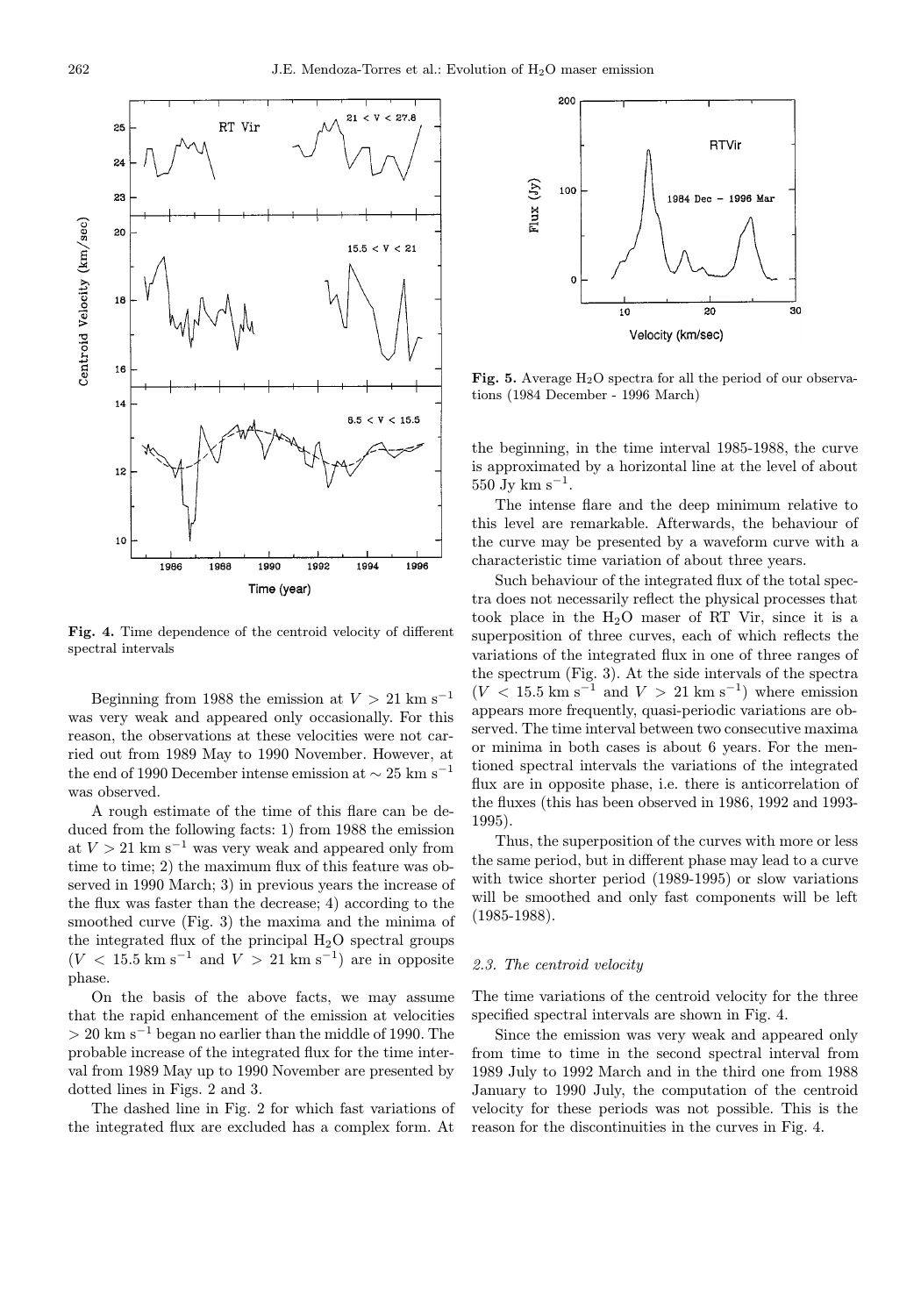Fig. 4. Time dependence of the centroid velocity of different spectral intervals

Beginning from 1988 the emission at $V > 21$ km s$^{-1}$ was very weak and appeared only occasionally. For this reason, the observations at these velocities were not carried out from 1989 May to 1990 November. However, at the end of 1990 December intense emission at $\sim 25$ km s$^{-1}$ was observed.

A rough estimate of the time of this flare can be deduced from the following facts: 1) from 1988 the emission at $V > 21$ km s$^{-1}$ was very weak and appeared only from time to time; 2) the maximum flux of this feature was observed in 1990 March; 3) in previous years the increase of the flux was faster than the decrease; 4) according to the smoothed curve (Fig. 3) the maxima and the minima of the integrated flux of the principal $H_2O$ spectral groups ($V < 15.5$ km s$^{-1}$ and $V > 21$ km s$^{-1}$) are in opposite phase.

On the basis of the above facts, we may assume that the rapid enhancement of the emission at velocities $> 20$ km s$^{-1}$ began no earlier than the middle of 1990. The probable increase of the integrated flux for the time interval from 1989 May up to 1990 November are presented by dotted lines in Figs. 2 and 3.

The dashed line in Fig. 2 for which fast variations of the integrated flux are excluded has a complex form. At the beginning, in the time interval 1985-1988, the curve is approximated by a horizontal line at the level of about 550 Jy km s$^{-1}$.

The intense flare and the deep minimum relative to this level are remarkable. Afterwards, the behaviour of the curve may be presented by a waveform curve with a characteristic time variation of about three years.

Such behaviour of the integrated flux of the total spectra does not necessarily reflect the physical processes that took place in the $H_2O$ maser of RT Vir, since it is a superposition of three curves, each of which reflects the variations of the integrated flux in one of three ranges of the spectrum (Fig. 3). At the side intervals of the spectra ($V < 15.5$ km s$^{-1}$ and $V > 21$ km s$^{-1}$) where emission appears more frequently, quasi-periodic variations are observed. The time interval between two consecutive maxima or minima in both cases is about 6 years. For the mentioned spectral intervals the variations of the integrated flux are in opposite phase, i.e. there is anticorrelation of the fluxes (this has been observed in 1986, 1992 and 1993-1995).

Thus, the superposition of the curves with more or less the same period, but in different phase may lead to a curve with twice shorter period (1989-1995) or slow variations will be smoothed and only fast components will be left (1985-1988).

Fig. 5. Average $H_2O$ spectra for all the period of our observations (1984 December - 1996 March)

### 2.3. The centroid velocity

The time variations of the centroid velocity for the three specified spectral intervals are shown in Fig. 4.

Since the emission was very weak and appeared only from time to time in the second spectral interval from 1989 July to 1992 March and in the third one from 1988 January to 1990 July, the computation of the centroid velocity for these periods was not possible. This is the reason for the discontinuities in the curves in Fig. 4.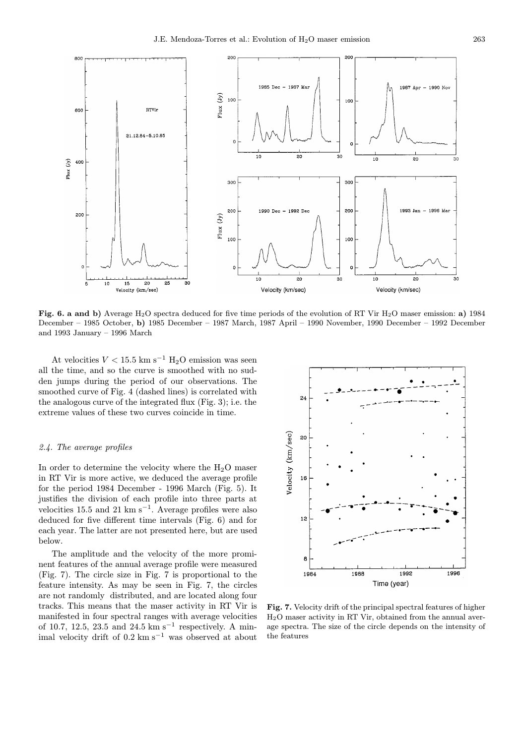**Fig. 6. a and b)** Average $H_2O$ spectra deduced for five time periods of the evolution of RT Vir $H_2O$ maser emission: **a)** 1984 December – 1985 October, **b)** 1985 December – 1987 March, 1987 April – 1990 November, 1990 December – 1992 December and 1993 January – 1996 March

At velocities $V < 15.5$ km s$^{-1}$ $H_2O$ emission was seen all the time, and so the curve is smoothed with no sudden jumps during the period of our observations. The smoothed curve of Fig. 4 (dashed lines) is correlated with the analogous curve of the integrated flux (Fig. 3); i.e. the extreme values of these two curves coincide in time.

### 2.4. The average profiles

In order to determine the velocity where the $H_2O$ maser in RT Vir is more active, we deduced the average profile for the period 1984 December - 1996 March (Fig. 5). It justifies the division of each profile into three parts at velocities 15.5 and 21 km s$^{-1}$. Average profiles were also deduced for five different time intervals (Fig. 6) and for each year. The latter are not presented here, but are used below.

The amplitude and the velocity of the more prominent features of the annual average profile were measured (Fig. 7). The circle size in Fig. 7 is proportional to the feature intensity. As may be seen in Fig. 7, the circles are not randomly distributed, and are located along four tracks. This means that the maser activity in RT Vir is manifested in four spectral ranges with average velocities of 10.7, 12.5, 23.5 and 24.5 km s$^{-1}$ respectively. A minimal velocity drift of 0.2 km s$^{-1}$ was observed at about

**Fig. 7.** Velocity drift of the principal spectral features of higher $H_2O$ maser activity in RT Vir, obtained from the annual average spectra. The size of the circle depends on the intensity of the features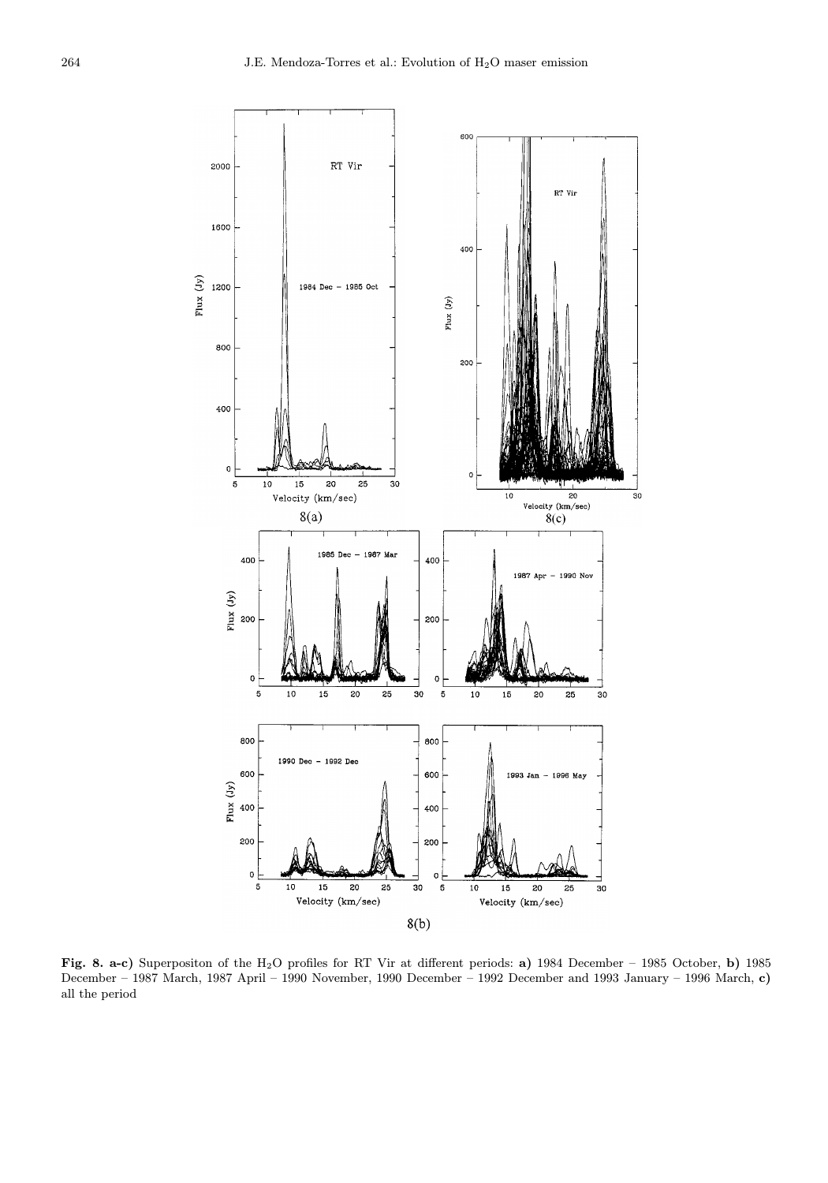**Fig. 8. a-c)** Superpositon of the $H_2O$ profiles for RT Vir at different periods: **a)** 1984 December – 1985 October, **b)** 1985 December – 1987 March, 1987 April – 1990 November, 1990 December – 1992 December and 1993 January – 1996 March, **c)** all the period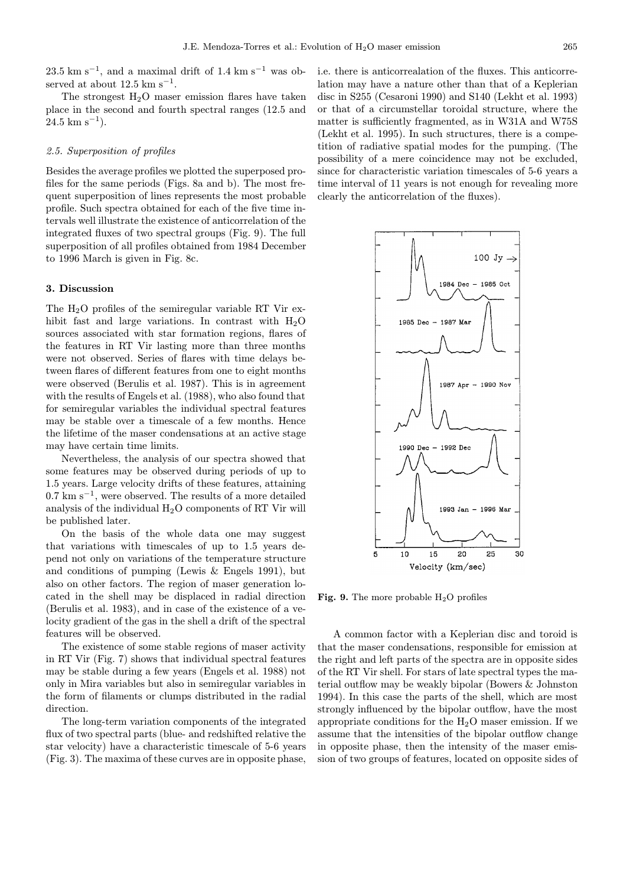23.5 km s$^{-1}$, and a maximal drift of 1.4 km s$^{-1}$ was observed at about 12.5 km s$^{-1}$.

The strongest $H_2O$ maser emission flares have taken place in the second and fourth spectral ranges (12.5 and 24.5 km s$^{-1}$).

### 2.5. Superposition of profiles

Besides the average profiles we plotted the superposed profiles for the same periods (Figs. 8a and b). The most frequent superposition of lines represents the most probable profile. Such spectra obtained for each of the five time intervals well illustrate the existence of anticorrelation of the integrated fluxes of two spectral groups (Fig. 9). The full superposition of all profiles obtained from 1984 December to 1996 March is given in Fig. 8c.

## 3. Discussion

The $H_2O$ profiles of the semiregular variable RT Vir exhibit fast and large variations. In contrast with $H_2O$ sources associated with star formation regions, flares of the features in RT Vir lasting more than three months were not observed. Series of flares with time delays between flares of different features from one to eight months were observed (Berulis et al. 1987). This is in agreement with the results of Engels et al. (1988), who also found that for semiregular variables the individual spectral features may be stable over a timescale of a few months. Hence the lifetime of the maser condensations at an active stage may have certain time limits.

Nevertheless, the analysis of our spectra showed that some features may be observed during periods of up to 1.5 years. Large velocity drifts of these features, attaining 0.7 km s$^{-1}$, were observed. The results of a more detailed analysis of the individual $H_2O$ components of RT Vir will be published later.

On the basis of the whole data one may suggest that variations with timescales of up to 1.5 years depend not only on variations of the temperature structure and conditions of pumping (Lewis & Engels 1991), but also on other factors. The region of maser generation located in the shell may be displaced in radial direction (Berulis et al. 1983), and in case of the existence of a velocity gradient of the gas in the shell a drift of the spectral features will be observed.

The existence of some stable regions of maser activity in RT Vir (Fig. 7) shows that individual spectral features may be stable during a few years (Engels et al. 1988) not only in Mira variables but also in semiregular variables in the form of filaments or clumps distributed in the radial direction.

The long-term variation components of the integrated flux of two spectral parts (blue- and redshifted relative the star velocity) have a characteristic timescale of 5-6 years (Fig. 3). The maxima of these curves are in opposite phase, i.e. there is anticorrealation of the fluxes. This anticorrelation may have a nature other than that of a Keplerian disc in S255 (Cesaroni 1990) and S140 (Lekht et al. 1993) or that of a circumstellar toroidal structure, where the matter is sufficiently fragmented, as in W31A and W75S (Lekht et al. 1995). In such structures, there is a competition of radiative spatial modes for the pumping. (The possibility of a mere coincidence may not be excluded, since for characteristic variation timescales of 5-6 years a time interval of 11 years is not enough for revealing more clearly the anticorrelation of the fluxes).

**Fig. 9.** The more probable $H_2O$ profiles

A common factor with a Keplerian disc and toroid is that the maser condensations, responsible for emission at the right and left parts of the spectra are in opposite sides of the RT Vir shell. For stars of late spectral types the material outflow may be weakly bipolar (Bowers & Johnston 1994). In this case the parts of the shell, which are most strongly influenced by the bipolar outflow, have the most appropriate conditions for the $H_2O$ maser emission. If we assume that the intensities of the bipolar outflow change in opposite phase, then the intensity of the maser emission of two groups of features, located on opposite sides of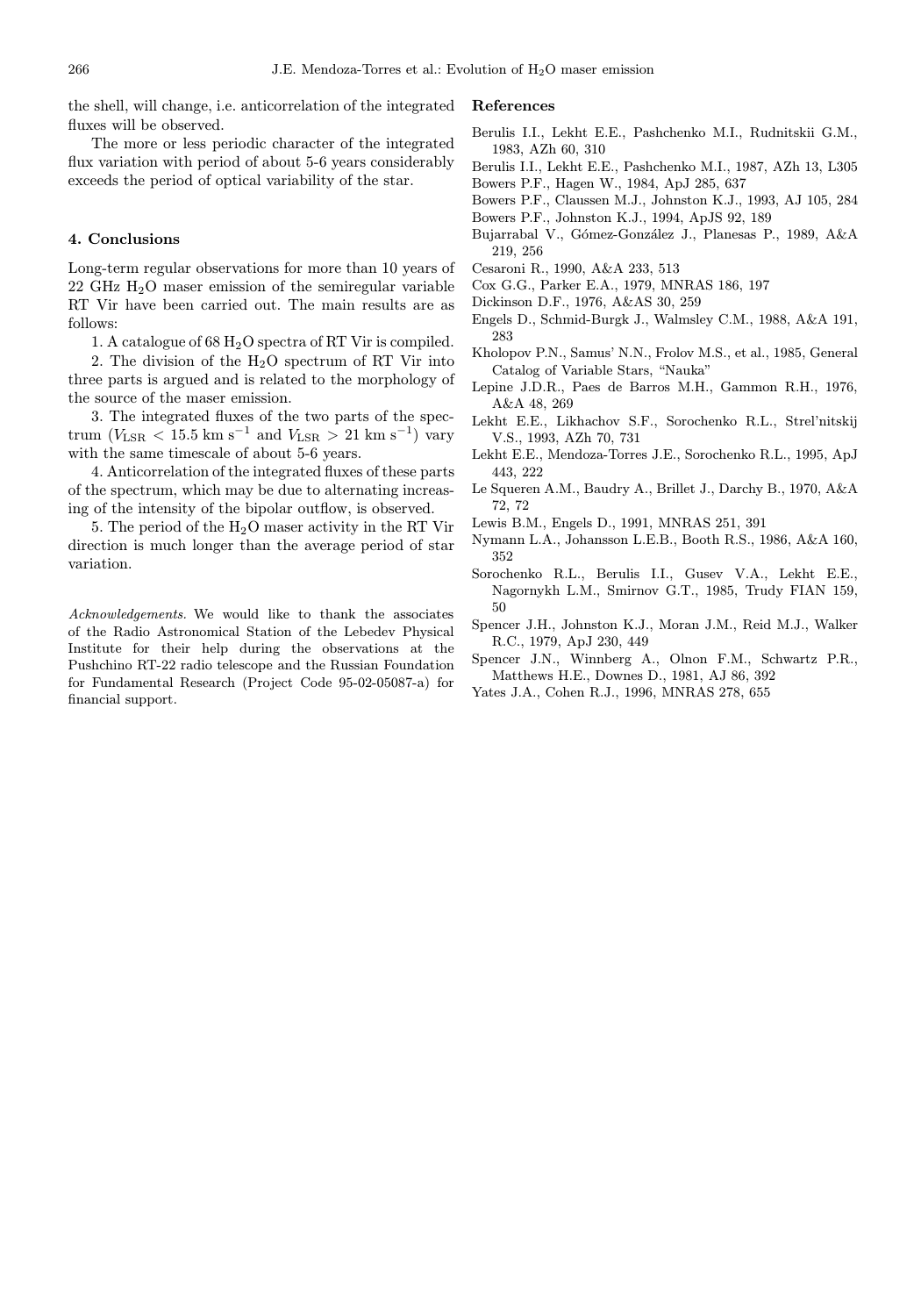the shell, will change, i.e. anticorrelation of the integrated fluxes will be observed.

The more or less periodic character of the integrated flux variation with period of about 5-6 years considerably exceeds the period of optical variability of the star.

## 4. Conclusions

Long-term regular observations for more than 10 years of 22 GHz $H_2O$ maser emission of the semiregular variable RT Vir have been carried out. The main results are as follows:

1. A catalogue of 68 $H_2O$ spectra of RT Vir is compiled.

2. The division of the $H_2O$ spectrum of RT Vir into three parts is argued and is related to the morphology of the source of the maser emission.

3. The integrated fluxes of the two parts of the spectrum ($V_{\rm LSR} < 15.5$ km s$^{-1}$ and $V_{\rm LSR} > 21$ km s$^{-1}$) vary with the same timescale of about 5-6 years.

4. Anticorrelation of the integrated fluxes of these parts of the spectrum, which may be due to alternating increasing of the intensity of the bipolar outflow, is observed.

5. The period of the $H_2O$ maser activity in the RT Vir direction is much longer than the average period of star variation.

*Acknowledgements.* We would like to thank the associates of the Radio Astronomical Station of the Lebedev Physical Institute for their help during the observations at the Pushchino RT-22 radio telescope and the Russian Foundation for Fundamental Research (Project Code 95-02-05087-a) for financial support.

## References

Berulis I.I., Lekht E.E., Pashchenko M.I., Rudnitskii G.M., 1983, AZh 60, 310

Berulis I.I., Lekht E.E., Pashchenko M.I., 1987, AZh 13, L305

Bowers P.F., Hagen W., 1984, ApJ 285, 637

Bowers P.F., Claussen M.J., Johnston K.J., 1993, AJ 105, 284

Bowers P.F., Johnston K.J., 1994, ApJS 92, 189

Bujarrabal V., Gómez-González J., Planesas P., 1989, A&A 219, 256

Cesaroni R., 1990, A&A 233, 513

Cox G.G., Parker E.A., 1979, MNRAS 186, 197

Dickinson D.F., 1976, A&AS 30, 259

Engels D., Schmid-Burgk J., Walmsley C.M., 1988, A&A 191, 283

Kholopov P.N., Samus' N.N., Frolov M.S., et al., 1985, General Catalog of Variable Stars, "Nauka"

Lepine J.D.R., Paes de Barros M.H., Gammon R.H., 1976, A&A 48, 269

Lekht E.E., Likhachov S.F., Sorochenko R.L., Strel'nitskij V.S., 1993, AZh 70, 731

Lekht E.E., Mendoza-Torres J.E., Sorochenko R.L., 1995, ApJ 443, 222

Le Squeren A.M., Baudry A., Brillet J., Darchy B., 1970, A&A 72, 72

Lewis B.M., Engels D., 1991, MNRAS 251, 391

Nymann L.A., Johansson L.E.B., Booth R.S., 1986, A&A 160, 352

Sorochenko R.L., Berulis I.I., Gusev V.A., Lekht E.E., Nagornykh L.M., Smirnov G.T., 1985, Trudy FIAN 159, 50

Spencer J.H., Johnston K.J., Moran J.M., Reid M.J., Walker R.C., 1979, ApJ 230, 449

Spencer J.N., Winnberg A., Olnon F.M., Schwartz P.R., Matthews H.E., Downes D., 1981, AJ 86, 392

Yates J.A., Cohen R.J., 1996, MNRAS 278, 655